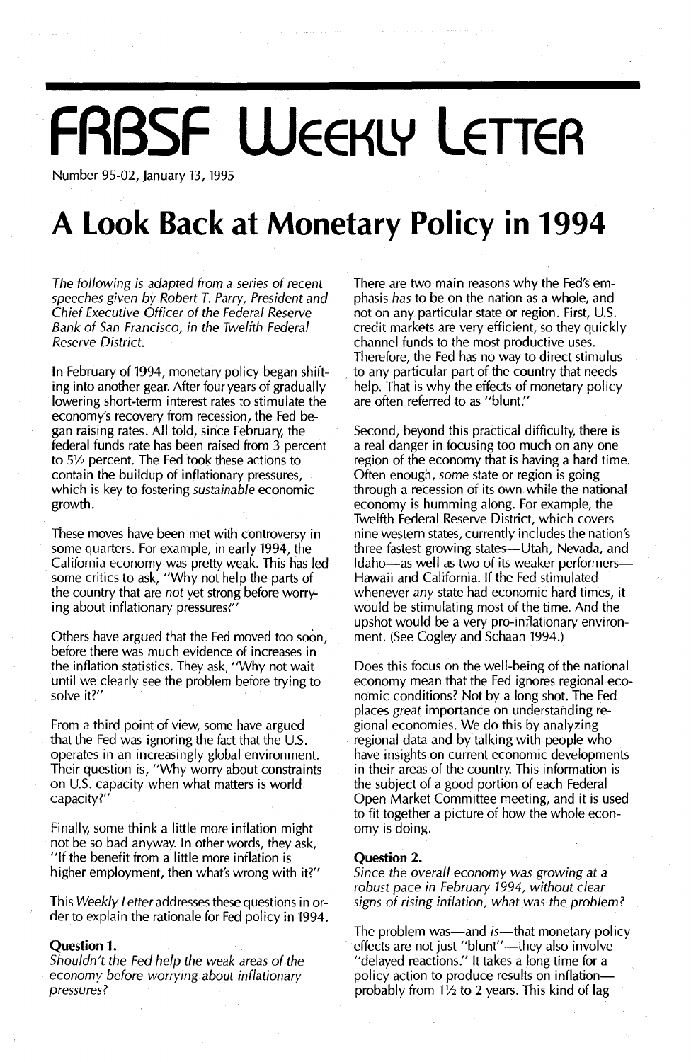# FRBSF Weekly Letter

Number 95-02, January 13, 1995

# A Look Back at Monetary Policy in 1994

*The following is adapted from a series of recent speeches given by Robert T. Parry, President and Chief Executive Officer of the Federal Reserve Bank of San Francisco, in the Twelfth Federal Reserve District.*

In February of 1994, monetary policy began shifting into another gear. After four years of gradually lowering short-term interest rates to stimulate the economy's recovery from recession, the Fed began raising rates. All told, since February, the federal funds rate has been raised from 3 percent to 5½ percent. The Fed took these actions to contain the buildup of inflationary pressures, which is key to fostering *sustainable* economic growth.

These moves have been met with controversy in some quarters. For example, in early 1994, the California economy was pretty weak. This has led some critics to ask, "Why not help the parts of the country that are *not* yet strong before worrying about inflationary pressures?"

Others have argued that the Fed moved too soon, before there was much evidence of increases in the inflation statistics. They ask, "Why not wait until we clearly see the problem before trying to solve it?"

From a third point of view, some have argued that the Fed was ignoring the fact that the U.S. operates in an increasingly global environment. Their question is, "Why worry about constraints on U.S. capacity when what matters is world capacity?"

Finally, some think a little more inflation might not be so bad anyway. In other words, they ask, "If the benefit from a little more inflation is higher employment, then what's wrong with it?"

This *Weekly Letter* addresses these questions in order to explain the rationale for Fed policy in 1994.

**Question 1.**
*Shouldn't the Fed help the weak areas of the economy before worrying about inflationary pressures?*

There are two main reasons why the Fed's emphasis *has* to be on the nation as a whole, and not on any particular state or region. First, U.S. credit markets are very efficient, so they quickly channel funds to the most productive uses. Therefore, the Fed has no way to direct stimulus to any particular part of the country that needs help. That is why the effects of monetary policy are often referred to as "blunt."

Second, beyond this practical difficulty, there is a real danger in focusing too much on any one region of the economy that is having a hard time. Often enough, *some* state or region is going through a recession of its own while the national economy is humming along. For example, the Twelfth Federal Reserve District, which covers nine western states, currently includes the nation's three fastest growing states—Utah, Nevada, and Idaho—as well as two of its weaker performers—Hawaii and California. If the Fed stimulated whenever *any* state had economic hard times, it would be stimulating most of the time. And the upshot would be a very pro-inflationary environment. (See Cogley and Schaan 1994.)

Does this focus on the well-being of the national economy mean that the Fed ignores regional economic conditions? Not by a long shot. The Fed places *great* importance on understanding regional economies. We do this by analyzing regional data and by talking with people who have insights on current economic developments in their areas of the country. This information is the subject of a good portion of each Federal Open Market Committee meeting, and it is used to fit together a picture of how the whole economy is doing.

**Question 2.**
*Since the overall economy was growing at a robust pace in February 1994, without clear signs of rising inflation, what was the problem?*

The problem was—and *is*—that monetary policy effects are not just "blunt"—they also involve "delayed reactions." It takes a long time for a policy action to produce results on inflation—probably from 1½ to 2 years. This kind of lag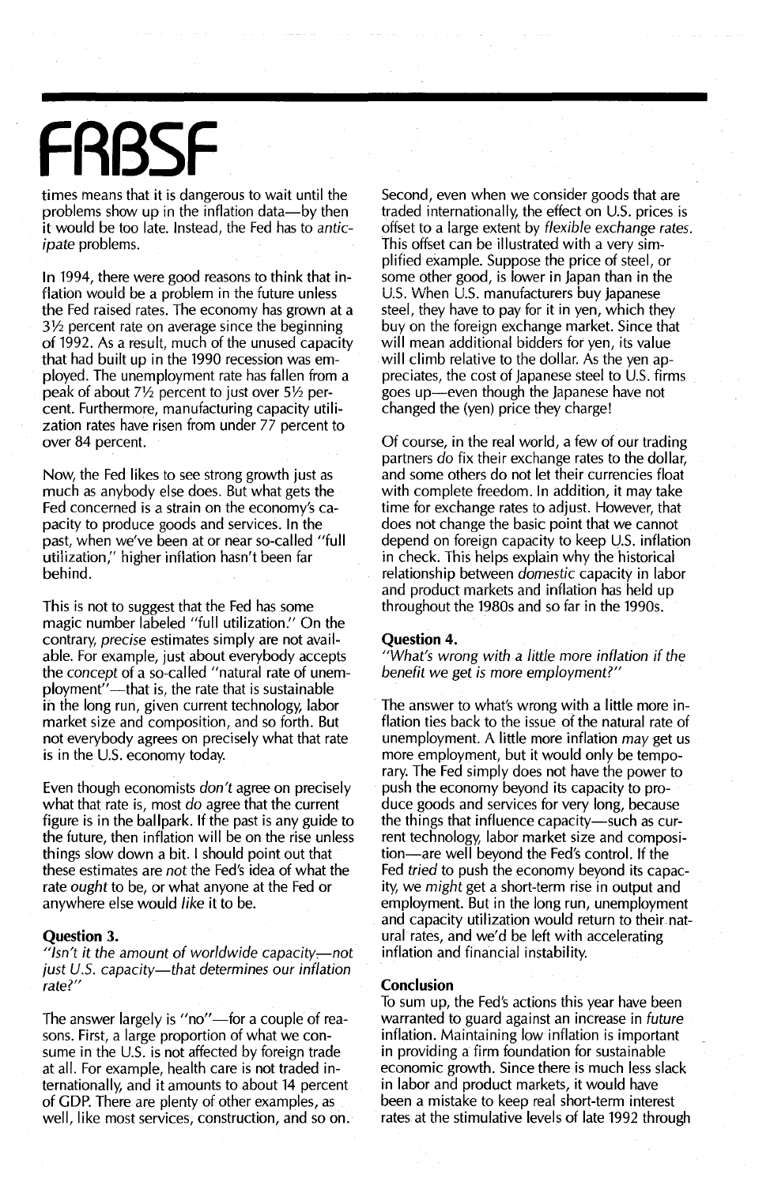times means that it is dangerous to wait until the problems show up in the inflation data—by then it would be too late. Instead, the Fed has to *anticipate* problems.

In 1994, there were good reasons to think that inflation would be a problem in the future unless the Fed raised rates. The economy has grown at a 3½ percent rate on average since the beginning of 1992. As a result, much of the unused capacity that had built up in the 1990 recession was employed. The unemployment rate has fallen from a peak of about 7½ percent to just over 5½ percent. Furthermore, manufacturing capacity utilization rates have risen from under 77 percent to over 84 percent.

Now, the Fed likes to see strong growth just as much as anybody else does. But what gets the Fed concerned is a strain on the economy's capacity to produce goods and services. In the past, when we've been at or near so-called "full utilization," higher inflation hasn't been far behind.

This is not to suggest that the Fed has some magic number labeled "full utilization." On the contrary, *precise* estimates simply are not available. For example, just about everybody accepts the *concept* of a so-called "natural rate of unemployment"—that is, the rate that is sustainable in the long run, given current technology, labor market size and composition, and so forth. But not everybody agrees on precisely what that rate is in the U.S. economy today.

Even though economists *don't* agree on precisely what that rate is, most *do* agree that the current figure is in the ballpark. If the past is any guide to the future, then inflation will be on the rise unless things slow down a bit. I should point out that these estimates are *not* the Fed's idea of what the rate *ought* to be, or what anyone at the Fed or anywhere else would *like* it to be.

**Question 3.**
*"Isn't it the amount of worldwide capacity—not just U.S. capacity—that determines our inflation rate?"*

The answer largely is "no"—for a couple of reasons. First, a large proportion of what we consume in the U.S. is not affected by foreign trade at all. For example, health care is not traded internationally, and it amounts to about 14 percent of GDP. There are plenty of other examples, as well, like most services, construction, and so on.

Second, even when we consider goods that are traded internationally, the effect on U.S. prices is offset to a large extent by *flexible exchange rates*. This offset can be illustrated with a very simplified example. Suppose the price of steel, or some other good, is lower in Japan than in the U.S. When U.S. manufacturers buy Japanese steel, they have to pay for it in yen, which they buy on the foreign exchange market. Since that will mean additional bidders for yen, its value will climb relative to the dollar. As the yen appreciates, the cost of Japanese steel to U.S. firms goes up—even though the Japanese have not changed the (yen) price they charge!

Of course, in the real world, a few of our trading partners *do* fix their exchange rates to the dollar, and some others do not let their currencies float with complete freedom. In addition, it may take time for exchange rates to adjust. However, that does not change the basic point that we cannot depend on foreign capacity to keep U.S. inflation in check. This helps explain why the historical relationship between *domestic* capacity in labor and product markets and inflation has held up throughout the 1980s and so far in the 1990s.

**Question 4.**
*"What's wrong with a little more inflation if the benefit we get is more employment?"*

The answer to what's wrong with a little more inflation ties back to the issue of the natural rate of unemployment. A little more inflation *may* get us more employment, but it would only be temporary. The Fed simply does not have the power to push the economy beyond its capacity to produce goods and services for very long, because the things that influence capacity—such as current technology, labor market size and composition—are well beyond the Fed's control. If the Fed *tried* to push the economy beyond its capacity, we *might* get a short-term rise in output and employment. But in the long run, unemployment and capacity utilization would return to their natural rates, and we'd be left with accelerating inflation and financial instability.

**Conclusion**
To sum up, the Fed's actions this year have been warranted to guard against an increase in *future* inflation. Maintaining low inflation is important in providing a firm foundation for sustainable economic growth. Since there is much less slack in labor and product markets, it would have been a mistake to keep real short-term interest rates at the stimulative levels of late 1992 through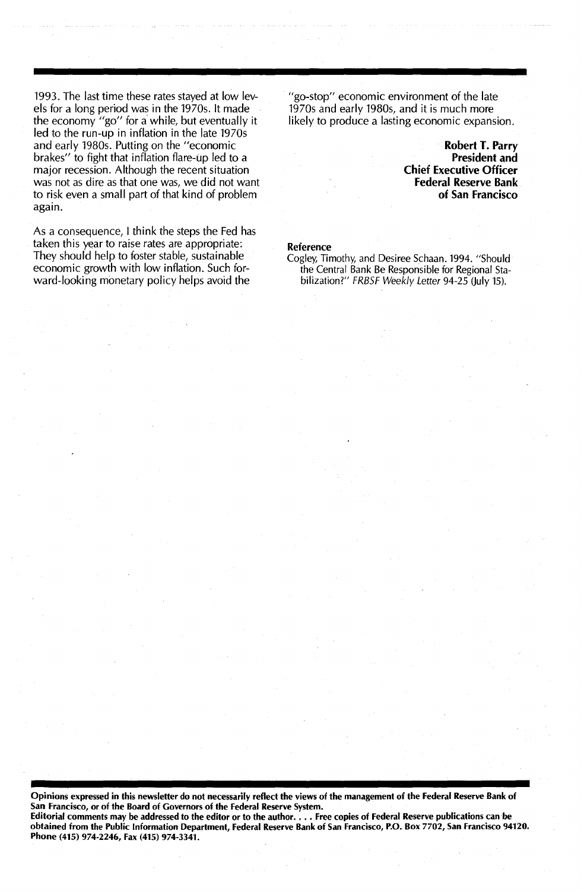1993. The last time these rates stayed at low levels for a long period was in the 1970s. It made the economy "go" for a while, but eventually it led to the run-up in inflation in the late 1970s and early 1980s. Putting on the "economic brakes" to fight that inflation flare-up led to a major recession. Although the recent situation was not as dire as that one was, we did not want to risk even a small part of that kind of problem again.

As a consequence, I think the steps the Fed has taken this year to raise rates are appropriate: They should help to foster stable, sustainable economic growth with low inflation. Such forward-looking monetary policy helps avoid the "go-stop" economic environment of the late 1970s and early 1980s, and it is much more likely to produce a lasting economic expansion.

**Robert T. Parry**
**President and**
**Chief Executive Officer**
**Federal Reserve Bank**
**of San Francisco**

**Reference**

Cogley, Timothy, and Desiree Schaan. 1994. "Should the Central Bank Be Responsible for Regional Stabilization?" *FRBSF Weekly Letter* 94-25 (July 15).

**Opinions expressed in this newsletter do not necessarily reflect the views of the management of the Federal Reserve Bank of San Francisco, or of the Board of Governors of the Federal Reserve System.**
**Editorial comments may be addressed to the editor or to the author. . . . Free copies of Federal Reserve publications can be obtained from the Public Information Department, Federal Reserve Bank of San Francisco, P.O. Box 7702, San Francisco 94120. Phone (415) 974-2246, Fax (415) 974-3341.**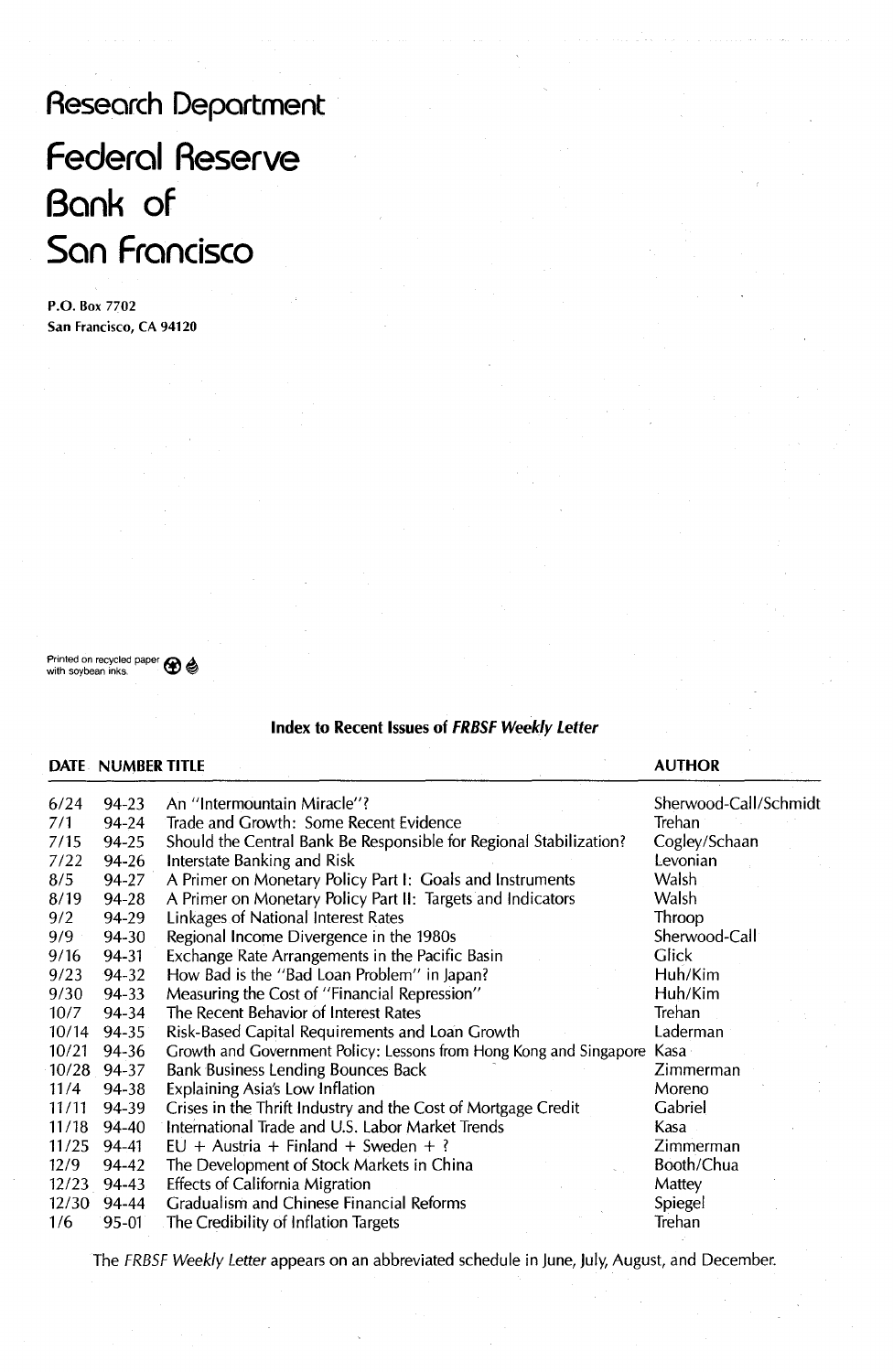# Research Department

# Federal Reserve Bank of San Francisco

**P.O. Box 7702**
**San Francisco, CA 94120**

Printed on recycled paper with soybean inks.

## Index to Recent Issues of *FRBSF Weekly Letter*

| DATE | NUMBER | TITLE | AUTHOR |
|---|---|---|---|
| 6/24 | 94-23 | An "Intermountain Miracle"? | Sherwood-Call/Schmidt |
| 7/1 | 94-24 | Trade and Growth: Some Recent Evidence | Trehan |
| 7/15 | 94-25 | Should the Central Bank Be Responsible for Regional Stabilization? | Cogley/Schaan |
| 7/22 | 94-26 | Interstate Banking and Risk | Levonian |
| 8/5 | 94-27 | A Primer on Monetary Policy Part I: Goals and Instruments | Walsh |
| 8/19 | 94-28 | A Primer on Monetary Policy Part II: Targets and Indicators | Walsh |
| 9/2 | 94-29 | Linkages of National Interest Rates | Throop |
| 9/9 | 94-30 | Regional Income Divergence in the 1980s | Sherwood-Call |
| 9/16 | 94-31 | Exchange Rate Arrangements in the Pacific Basin | Glick |
| 9/23 | 94-32 | How Bad is the "Bad Loan Problem" in Japan? | Huh/Kim |
| 9/30 | 94-33 | Measuring the Cost of "Financial Repression" | Huh/Kim |
| 10/7 | 94-34 | The Recent Behavior of Interest Rates | Trehan |
| 10/14 | 94-35 | Risk-Based Capital Requirements and Loan Growth | Laderman |
| 10/21 | 94-36 | Growth and Government Policy: Lessons from Hong Kong and Singapore | Kasa |
| 10/28 | 94-37 | Bank Business Lending Bounces Back | Zimmerman |
| 11/4 | 94-38 | Explaining Asia's Low Inflation | Moreno |
| 11/11 | 94-39 | Crises in the Thrift Industry and the Cost of Mortgage Credit | Gabriel |
| 11/18 | 94-40 | International Trade and U.S. Labor Market Trends | Kasa |
| 11/25 | 94-41 | EU + Austria + Finland + Sweden + ? | Zimmerman |
| 12/9 | 94-42 | The Development of Stock Markets in China | Booth/Chua |
| 12/23 | 94-43 | Effects of California Migration | Mattey |
| 12/30 | 94-44 | Gradualism and Chinese Financial Reforms | Spiegel |
| 1/6 | 95-01 | The Credibility of Inflation Targets | Trehan |

The *FRBSF Weekly Letter* appears on an abbreviated schedule in June, July, August, and December.